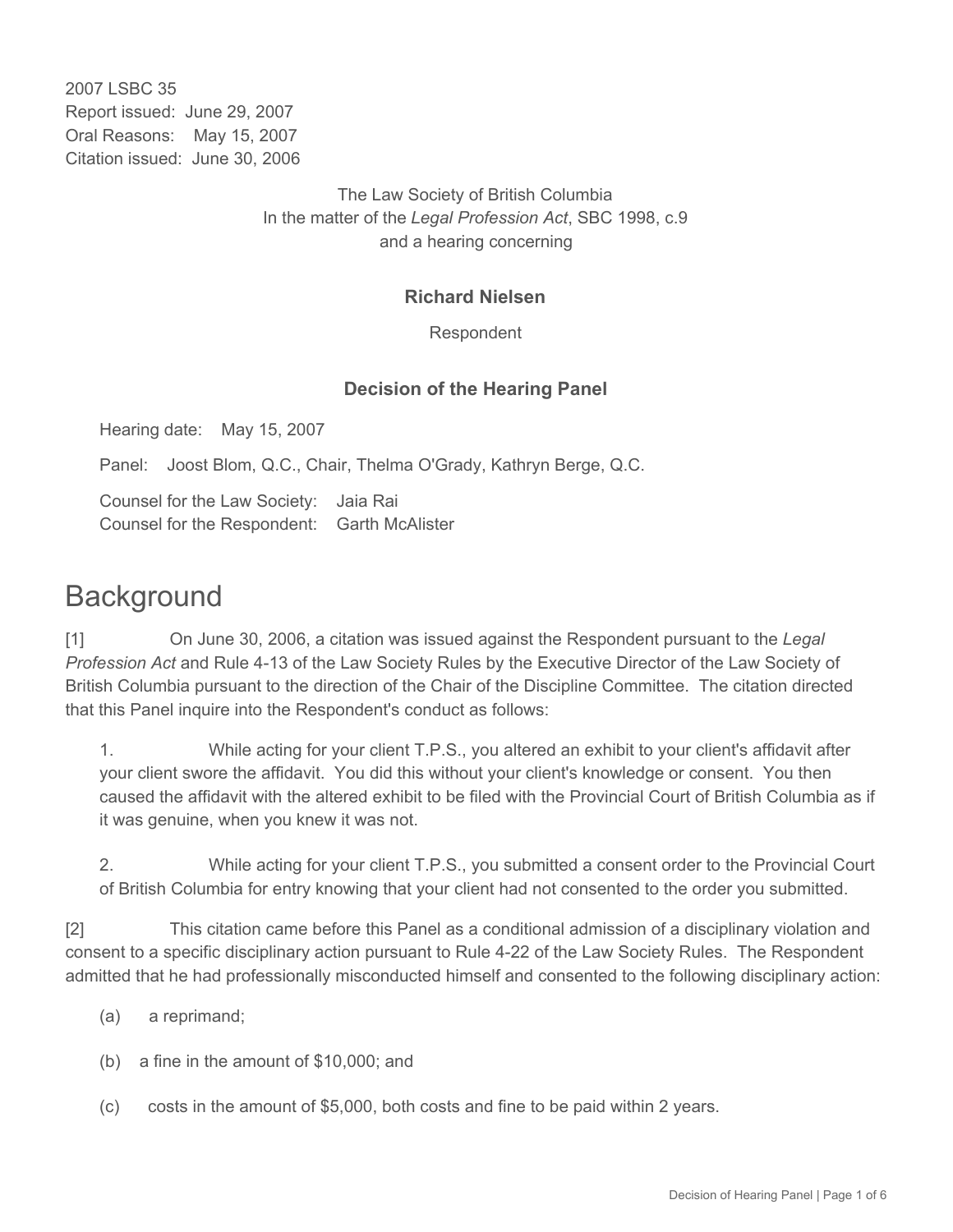2007 LSBC 35
Report issued: June 29, 2007
Oral Reasons: May 15, 2007
Citation issued: June 30, 2006

The Law Society of British Columbia
In the matter of the *Legal Profession Act*, SBC 1998, c.9
and a hearing concerning

**Richard Nielsen**

Respondent

**Decision of the Hearing Panel**

Hearing date: May 15, 2007

Panel: Joost Blom, Q.C., Chair, Thelma O'Grady, Kathryn Berge, Q.C.

Counsel for the Law Society: Jaia Rai
Counsel for the Respondent: Garth McAlister

# Background

[1] On June 30, 2006, a citation was issued against the Respondent pursuant to the *Legal Profession Act* and Rule 4-13 of the Law Society Rules by the Executive Director of the Law Society of British Columbia pursuant to the direction of the Chair of the Discipline Committee. The citation directed that this Panel inquire into the Respondent's conduct as follows:

> 1. While acting for your client T.P.S., you altered an exhibit to your client's affidavit after your client swore the affidavit. You did this without your client's knowledge or consent. You then caused the affidavit with the altered exhibit to be filed with the Provincial Court of British Columbia as if it was genuine, when you knew it was not.
>
> 2. While acting for your client T.P.S., you submitted a consent order to the Provincial Court of British Columbia for entry knowing that your client had not consented to the order you submitted.

[2] This citation came before this Panel as a conditional admission of a disciplinary violation and consent to a specific disciplinary action pursuant to Rule 4-22 of the Law Society Rules. The Respondent admitted that he had professionally misconducted himself and consented to the following disciplinary action:

(a) a reprimand;

(b) a fine in the amount of $10,000; and

(c) costs in the amount of $5,000, both costs and fine to be paid within 2 years.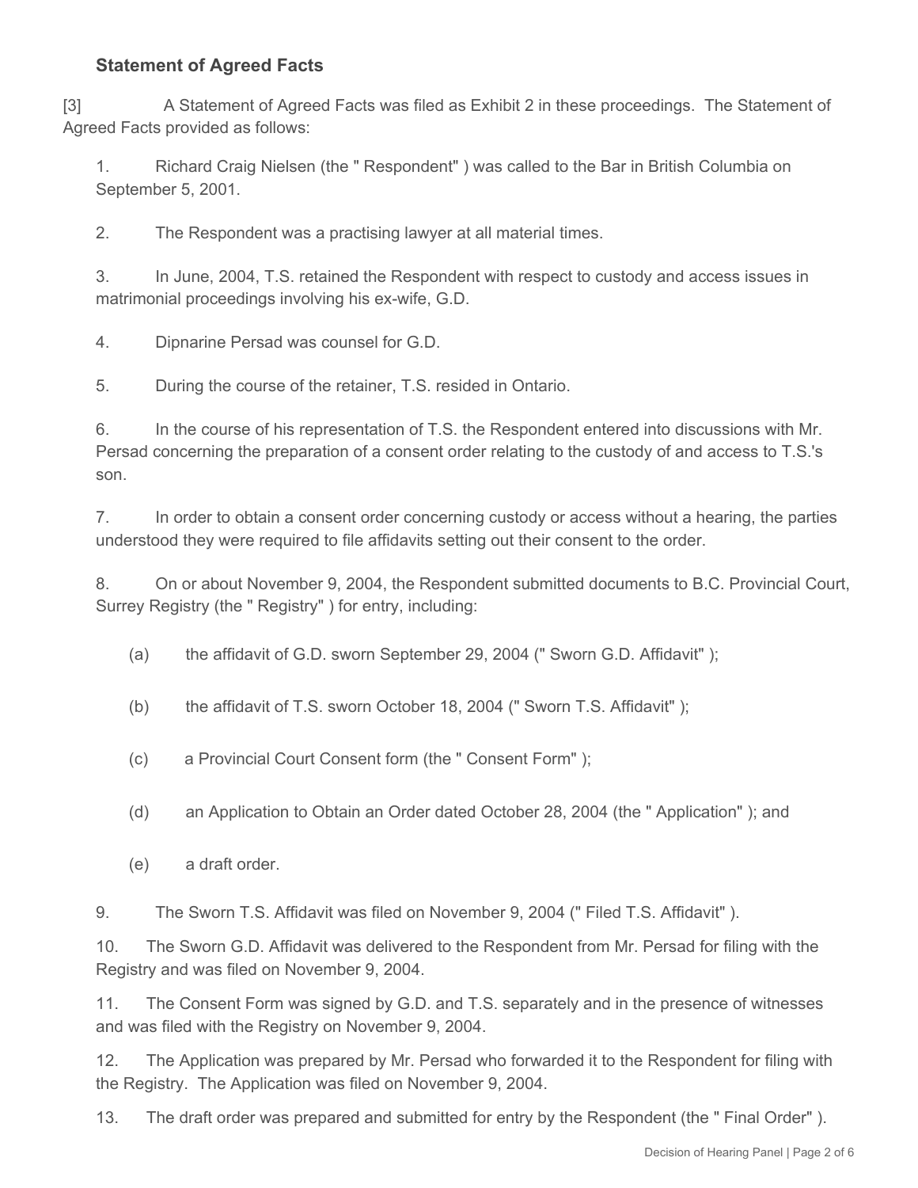### Statement of Agreed Facts

[3] A Statement of Agreed Facts was filed as Exhibit 2 in these proceedings. The Statement of Agreed Facts provided as follows:

1. Richard Craig Nielsen (the " Respondent" ) was called to the Bar in British Columbia on September 5, 2001.

2. The Respondent was a practising lawyer at all material times.

3. In June, 2004, T.S. retained the Respondent with respect to custody and access issues in matrimonial proceedings involving his ex-wife, G.D.

4. Dipnarine Persad was counsel for G.D.

5. During the course of the retainer, T.S. resided in Ontario.

6. In the course of his representation of T.S. the Respondent entered into discussions with Mr. Persad concerning the preparation of a consent order relating to the custody of and access to T.S.'s son.

7. In order to obtain a consent order concerning custody or access without a hearing, the parties understood they were required to file affidavits setting out their consent to the order.

8. On or about November 9, 2004, the Respondent submitted documents to B.C. Provincial Court, Surrey Registry (the " Registry" ) for entry, including:

    (a) the affidavit of G.D. sworn September 29, 2004 (" Sworn G.D. Affidavit" );

    (b) the affidavit of T.S. sworn October 18, 2004 (" Sworn T.S. Affidavit" );

    (c) a Provincial Court Consent form (the " Consent Form" );

    (d) an Application to Obtain an Order dated October 28, 2004 (the " Application" ); and

    (e) a draft order.

9. The Sworn T.S. Affidavit was filed on November 9, 2004 (" Filed T.S. Affidavit" ).

10. The Sworn G.D. Affidavit was delivered to the Respondent from Mr. Persad for filing with the Registry and was filed on November 9, 2004.

11. The Consent Form was signed by G.D. and T.S. separately and in the presence of witnesses and was filed with the Registry on November 9, 2004.

12. The Application was prepared by Mr. Persad who forwarded it to the Respondent for filing with the Registry. The Application was filed on November 9, 2004.

13. The draft order was prepared and submitted for entry by the Respondent (the " Final Order" ).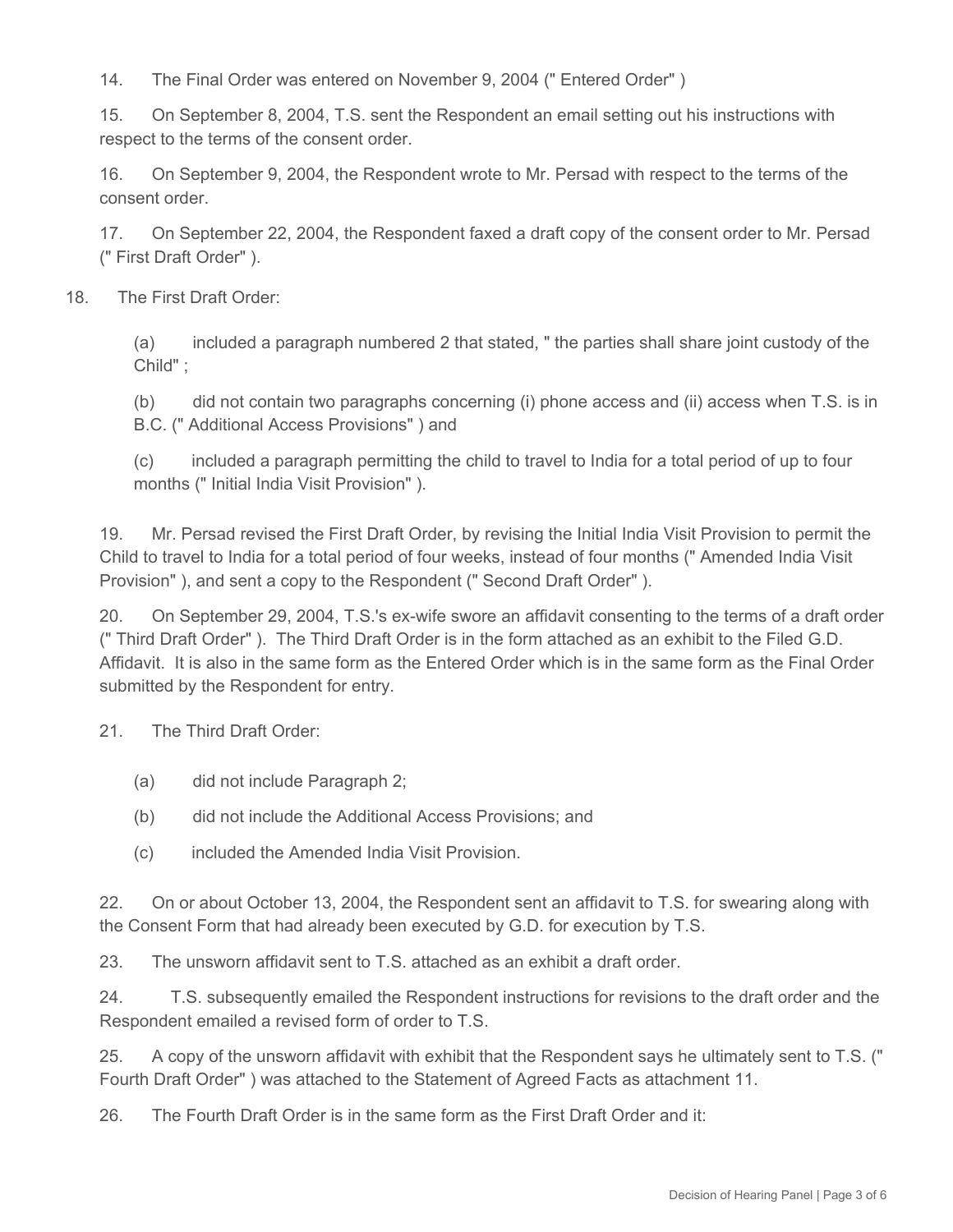14. The Final Order was entered on November 9, 2004 (" Entered Order" )

15. On September 8, 2004, T.S. sent the Respondent an email setting out his instructions with respect to the terms of the consent order.

16. On September 9, 2004, the Respondent wrote to Mr. Persad with respect to the terms of the consent order.

17. On September 22, 2004, the Respondent faxed a draft copy of the consent order to Mr. Persad (" First Draft Order" ).

18. The First Draft Order:

(a) included a paragraph numbered 2 that stated, " the parties shall share joint custody of the Child" ;

(b) did not contain two paragraphs concerning (i) phone access and (ii) access when T.S. is in B.C. (" Additional Access Provisions" ) and

(c) included a paragraph permitting the child to travel to India for a total period of up to four months (" Initial India Visit Provision" ).

19. Mr. Persad revised the First Draft Order, by revising the Initial India Visit Provision to permit the Child to travel to India for a total period of four weeks, instead of four months (" Amended India Visit Provision" ), and sent a copy to the Respondent (" Second Draft Order" ).

20. On September 29, 2004, T.S.'s ex-wife swore an affidavit consenting to the terms of a draft order (" Third Draft Order" ). The Third Draft Order is in the form attached as an exhibit to the Filed G.D. Affidavit. It is also in the same form as the Entered Order which is in the same form as the Final Order submitted by the Respondent for entry.

21. The Third Draft Order:

(a) did not include Paragraph 2;

(b) did not include the Additional Access Provisions; and

(c) included the Amended India Visit Provision.

22. On or about October 13, 2004, the Respondent sent an affidavit to T.S. for swearing along with the Consent Form that had already been executed by G.D. for execution by T.S.

23. The unsworn affidavit sent to T.S. attached as an exhibit a draft order.

24. T.S. subsequently emailed the Respondent instructions for revisions to the draft order and the Respondent emailed a revised form of order to T.S.

25. A copy of the unsworn affidavit with exhibit that the Respondent says he ultimately sent to T.S. (" Fourth Draft Order" ) was attached to the Statement of Agreed Facts as attachment 11.

26. The Fourth Draft Order is in the same form as the First Draft Order and it: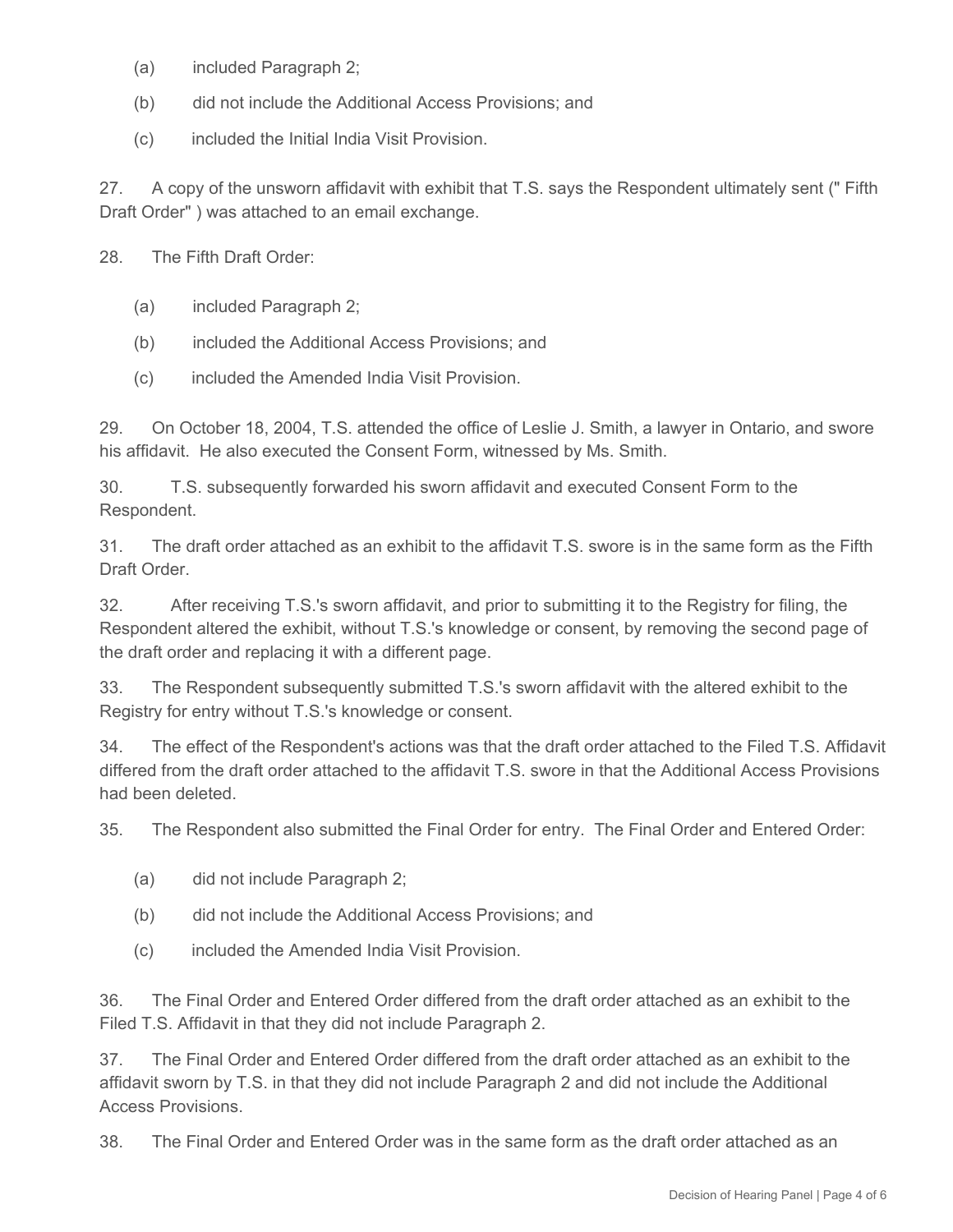(a) included Paragraph 2;

(b) did not include the Additional Access Provisions; and

(c) included the Initial India Visit Provision.

27. A copy of the unsworn affidavit with exhibit that T.S. says the Respondent ultimately sent (" Fifth Draft Order" ) was attached to an email exchange.

28. The Fifth Draft Order:

(a) included Paragraph 2;

(b) included the Additional Access Provisions; and

(c) included the Amended India Visit Provision.

29. On October 18, 2004, T.S. attended the office of Leslie J. Smith, a lawyer in Ontario, and swore his affidavit. He also executed the Consent Form, witnessed by Ms. Smith.

30. T.S. subsequently forwarded his sworn affidavit and executed Consent Form to the Respondent.

31. The draft order attached as an exhibit to the affidavit T.S. swore is in the same form as the Fifth Draft Order.

32. After receiving T.S.'s sworn affidavit, and prior to submitting it to the Registry for filing, the Respondent altered the exhibit, without T.S.'s knowledge or consent, by removing the second page of the draft order and replacing it with a different page.

33. The Respondent subsequently submitted T.S.'s sworn affidavit with the altered exhibit to the Registry for entry without T.S.'s knowledge or consent.

34. The effect of the Respondent's actions was that the draft order attached to the Filed T.S. Affidavit differed from the draft order attached to the affidavit T.S. swore in that the Additional Access Provisions had been deleted.

35. The Respondent also submitted the Final Order for entry. The Final Order and Entered Order:

(a) did not include Paragraph 2;

(b) did not include the Additional Access Provisions; and

(c) included the Amended India Visit Provision.

36. The Final Order and Entered Order differed from the draft order attached as an exhibit to the Filed T.S. Affidavit in that they did not include Paragraph 2.

37. The Final Order and Entered Order differed from the draft order attached as an exhibit to the affidavit sworn by T.S. in that they did not include Paragraph 2 and did not include the Additional Access Provisions.

38. The Final Order and Entered Order was in the same form as the draft order attached as an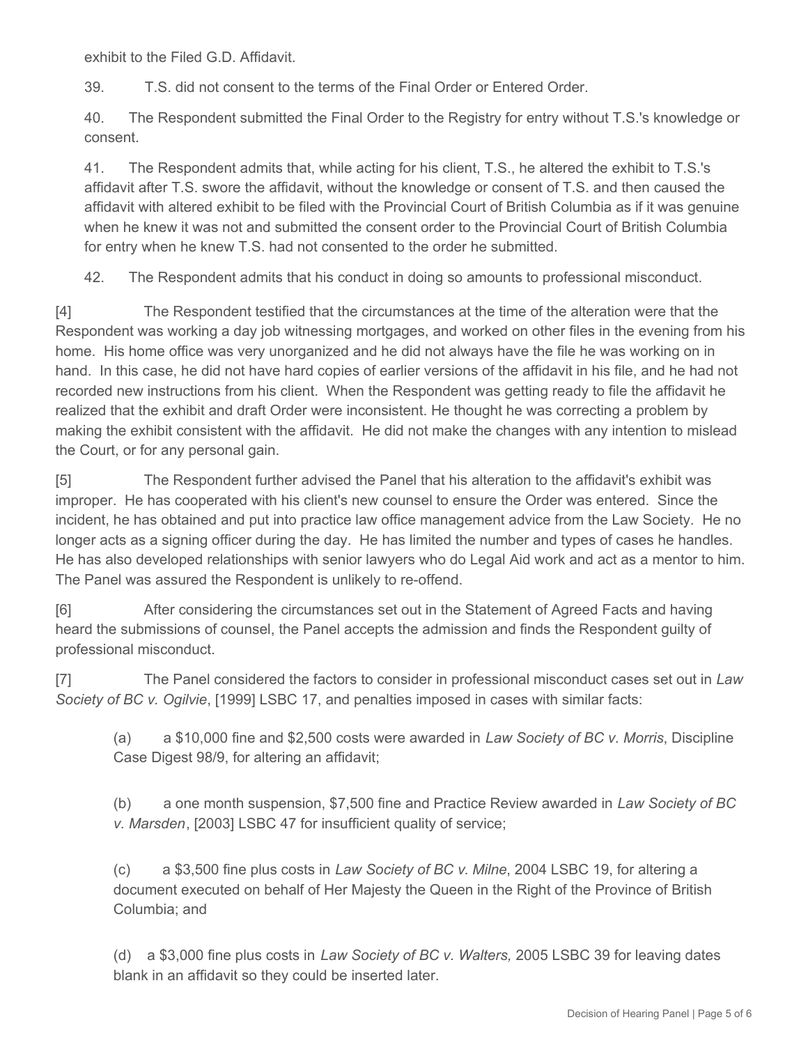exhibit to the Filed G.D. Affidavit.

39. T.S. did not consent to the terms of the Final Order or Entered Order.

40. The Respondent submitted the Final Order to the Registry for entry without T.S.'s knowledge or consent.

41. The Respondent admits that, while acting for his client, T.S., he altered the exhibit to T.S.'s affidavit after T.S. swore the affidavit, without the knowledge or consent of T.S. and then caused the affidavit with altered exhibit to be filed with the Provincial Court of British Columbia as if it was genuine when he knew it was not and submitted the consent order to the Provincial Court of British Columbia for entry when he knew T.S. had not consented to the order he submitted.

42. The Respondent admits that his conduct in doing so amounts to professional misconduct.

[4] The Respondent testified that the circumstances at the time of the alteration were that the Respondent was working a day job witnessing mortgages, and worked on other files in the evening from his home. His home office was very unorganized and he did not always have the file he was working on in hand. In this case, he did not have hard copies of earlier versions of the affidavit in his file, and he had not recorded new instructions from his client. When the Respondent was getting ready to file the affidavit he realized that the exhibit and draft Order were inconsistent. He thought he was correcting a problem by making the exhibit consistent with the affidavit. He did not make the changes with any intention to mislead the Court, or for any personal gain.

[5] The Respondent further advised the Panel that his alteration to the affidavit's exhibit was improper. He has cooperated with his client's new counsel to ensure the Order was entered. Since the incident, he has obtained and put into practice law office management advice from the Law Society. He no longer acts as a signing officer during the day. He has limited the number and types of cases he handles. He has also developed relationships with senior lawyers who do Legal Aid work and act as a mentor to him. The Panel was assured the Respondent is unlikely to re-offend.

[6] After considering the circumstances set out in the Statement of Agreed Facts and having heard the submissions of counsel, the Panel accepts the admission and finds the Respondent guilty of professional misconduct.

[7] The Panel considered the factors to consider in professional misconduct cases set out in *Law Society of BC v. Ogilvie*, [1999] LSBC 17, and penalties imposed in cases with similar facts:

(a) a $10,000 fine and $2,500 costs were awarded in *Law Society of BC v. Morris*, Discipline Case Digest 98/9, for altering an affidavit;

(b) a one month suspension, $7,500 fine and Practice Review awarded in *Law Society of BC v. Marsden*, [2003] LSBC 47 for insufficient quality of service;

(c) a $3,500 fine plus costs in *Law Society of BC v. Milne*, 2004 LSBC 19, for altering a document executed on behalf of Her Majesty the Queen in the Right of the Province of British Columbia; and

(d) a $3,000 fine plus costs in *Law Society of BC v. Walters,* 2005 LSBC 39 for leaving dates blank in an affidavit so they could be inserted later.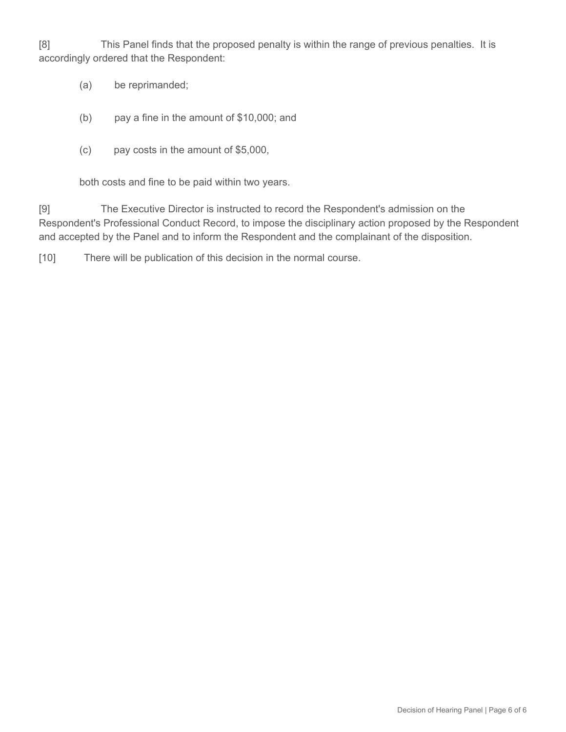[8] This Panel finds that the proposed penalty is within the range of previous penalties. It is accordingly ordered that the Respondent:

(a) be reprimanded;

(b) pay a fine in the amount of $10,000; and

(c) pay costs in the amount of $5,000,

both costs and fine to be paid within two years.

[9] The Executive Director is instructed to record the Respondent's admission on the Respondent's Professional Conduct Record, to impose the disciplinary action proposed by the Respondent and accepted by the Panel and to inform the Respondent and the complainant of the disposition.

[10] There will be publication of this decision in the normal course.